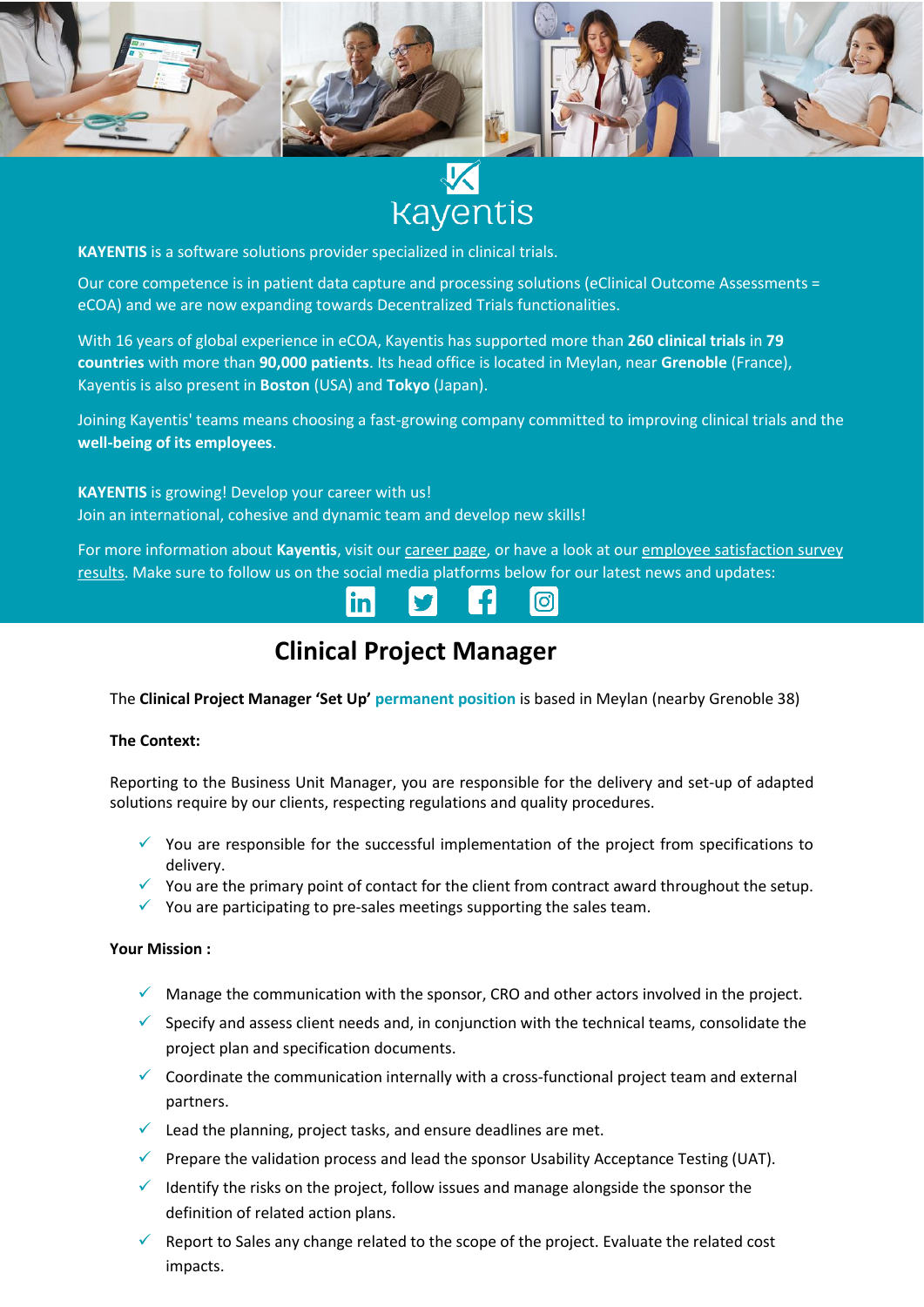Kayentis

**KAYENTIS** is a software solutions provider specialized in clinical trials.

Our core competence is in patient data capture and processing solutions (eClinical Outcome Assessments = eCOA) and we are now expanding towards Decentralized Trials functionalities.

With 16 years of global experience in eCOA, Kayentis has supported more than **260 clinical trials** in **79 countries** with more than **90,000 patients**. Its head office is located in Meylan, near **Grenoble** (France), Kayentis is also present in **Boston** (USA) and **Tokyo** (Japan).

Joining Kayentis' teams means choosing a fast-growing company committed to improving clinical trials and the **well-being of its employees**.

**KAYENTIS** is growing! Develop your career with us!
Join an international, cohesive and dynamic team and develop new skills!

For more information about **Kayentis**, visit our career page, or have a look at our employee satisfaction survey results. Make sure to follow us on the social media platforms below for our latest news and updates:

# Clinical Project Manager

The **Clinical Project Manager 'Set Up'** **permanent position** is based in Meylan (nearby Grenoble 38)

**The Context:**

Reporting to the Business Unit Manager, you are responsible for the delivery and set-up of adapted solutions require by our clients, respecting regulations and quality procedures.

- ✓ You are responsible for the successful implementation of the project from specifications to delivery.
- ✓ You are the primary point of contact for the client from contract award throughout the setup.
- ✓ You are participating to pre-sales meetings supporting the sales team.

**Your Mission :**

- ✓ Manage the communication with the sponsor, CRO and other actors involved in the project.
- ✓ Specify and assess client needs and, in conjunction with the technical teams, consolidate the project plan and specification documents.
- ✓ Coordinate the communication internally with a cross-functional project team and external partners.
- ✓ Lead the planning, project tasks, and ensure deadlines are met.
- ✓ Prepare the validation process and lead the sponsor Usability Acceptance Testing (UAT).
- ✓ Identify the risks on the project, follow issues and manage alongside the sponsor the definition of related action plans.
- ✓ Report to Sales any change related to the scope of the project. Evaluate the related cost impacts.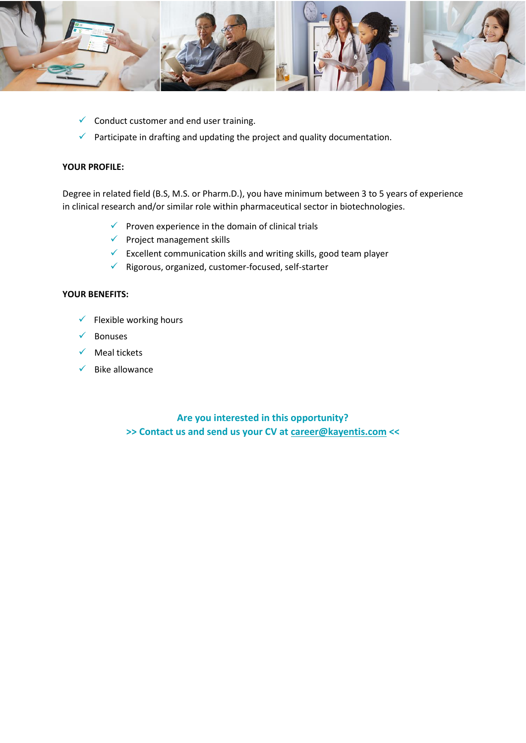- Conduct customer and end user training.
- Participate in drafting and updating the project and quality documentation.

**YOUR PROFILE:**

Degree in related field (B.S, M.S. or Pharm.D.), you have minimum between 3 to 5 years of experience in clinical research and/or similar role within pharmaceutical sector in biotechnologies.

- Proven experience in the domain of clinical trials
- Project management skills
- Excellent communication skills and writing skills, good team player
- Rigorous, organized, customer-focused, self-starter

**YOUR BENEFITS:**

- Flexible working hours
- Bonuses
- Meal tickets
- Bike allowance

**Are you interested in this opportunity?**
**>> Contact us and send us your CV at career@kayentis.com <<**